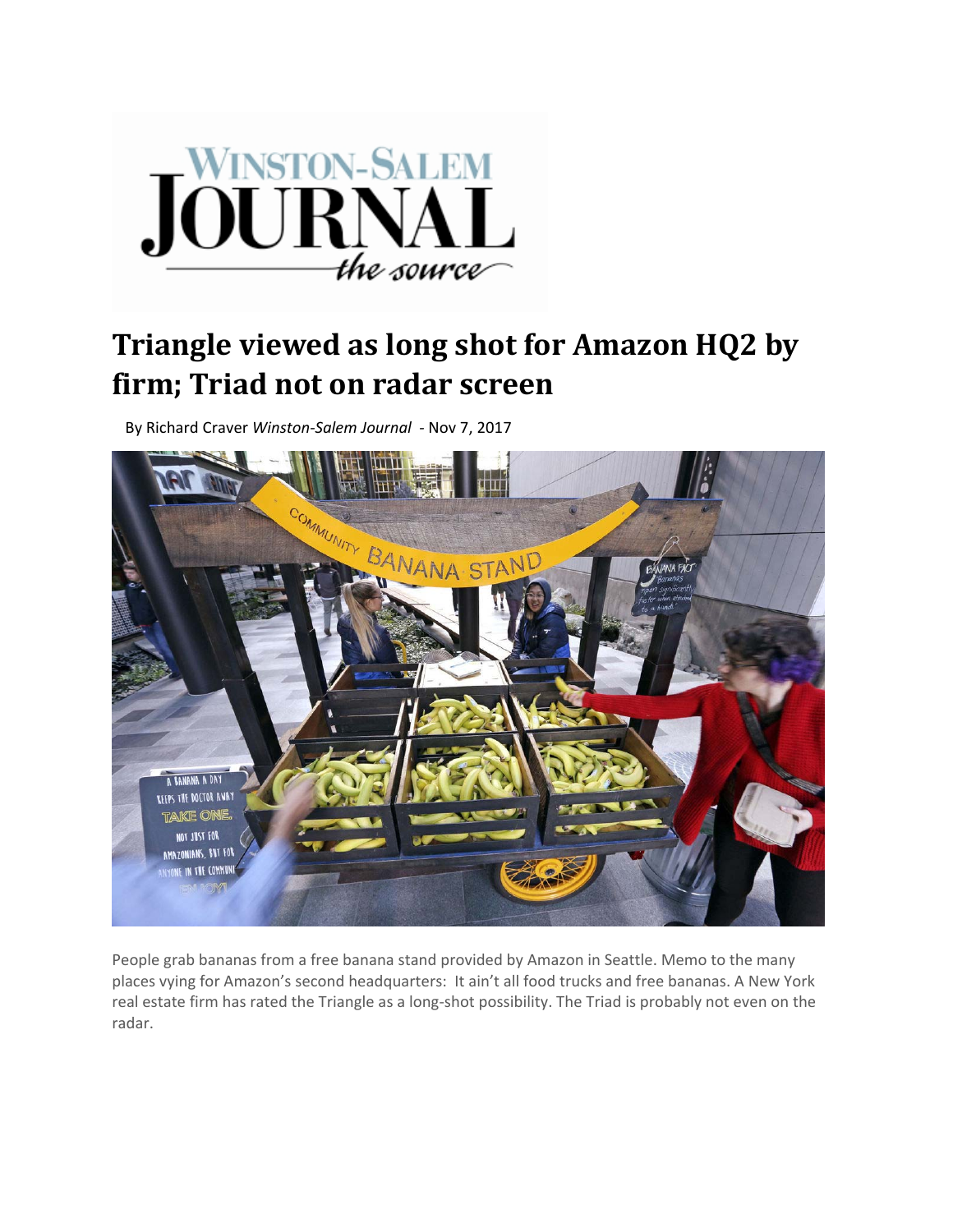# Triangle viewed as long shot for Amazon HQ2 by firm; Triad not on radar screen

By Richard Craver *Winston-Salem Journal* - Nov 7, 2017

People grab bananas from a free banana stand provided by Amazon in Seattle. Memo to the many places vying for Amazon's second headquarters: It ain't all food trucks and free bananas. A New York real estate firm has rated the Triangle as a long-shot possibility. The Triad is probably not even on the radar.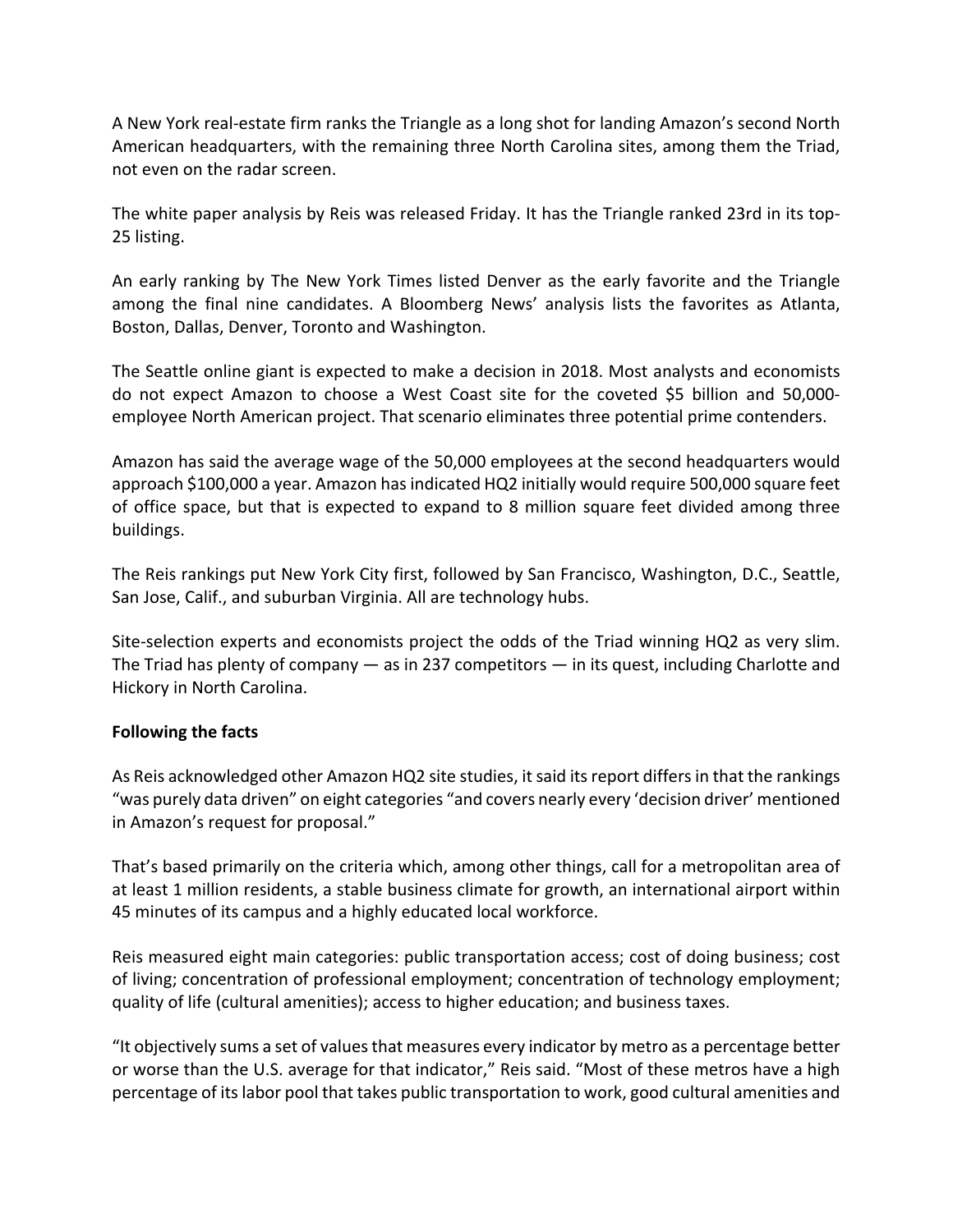A New York real-estate firm ranks the Triangle as a long shot for landing Amazon's second North American headquarters, with the remaining three North Carolina sites, among them the Triad, not even on the radar screen.

The white paper analysis by Reis was released Friday. It has the Triangle ranked 23rd in its top-25 listing.

An early ranking by The New York Times listed Denver as the early favorite and the Triangle among the final nine candidates. A Bloomberg News' analysis lists the favorites as Atlanta, Boston, Dallas, Denver, Toronto and Washington.

The Seattle online giant is expected to make a decision in 2018. Most analysts and economists do not expect Amazon to choose a West Coast site for the coveted $5 billion and 50,000-employee North American project. That scenario eliminates three potential prime contenders.

Amazon has said the average wage of the 50,000 employees at the second headquarters would approach $100,000 a year. Amazon has indicated HQ2 initially would require 500,000 square feet of office space, but that is expected to expand to 8 million square feet divided among three buildings.

The Reis rankings put New York City first, followed by San Francisco, Washington, D.C., Seattle, San Jose, Calif., and suburban Virginia. All are technology hubs.

Site-selection experts and economists project the odds of the Triad winning HQ2 as very slim. The Triad has plenty of company — as in 237 competitors — in its quest, including Charlotte and Hickory in North Carolina.

**Following the facts**

As Reis acknowledged other Amazon HQ2 site studies, it said its report differs in that the rankings "was purely data driven" on eight categories "and covers nearly every 'decision driver' mentioned in Amazon's request for proposal."

That's based primarily on the criteria which, among other things, call for a metropolitan area of at least 1 million residents, a stable business climate for growth, an international airport within 45 minutes of its campus and a highly educated local workforce.

Reis measured eight main categories: public transportation access; cost of doing business; cost of living; concentration of professional employment; concentration of technology employment; quality of life (cultural amenities); access to higher education; and business taxes.

"It objectively sums a set of values that measures every indicator by metro as a percentage better or worse than the U.S. average for that indicator," Reis said. "Most of these metros have a high percentage of its labor pool that takes public transportation to work, good cultural amenities and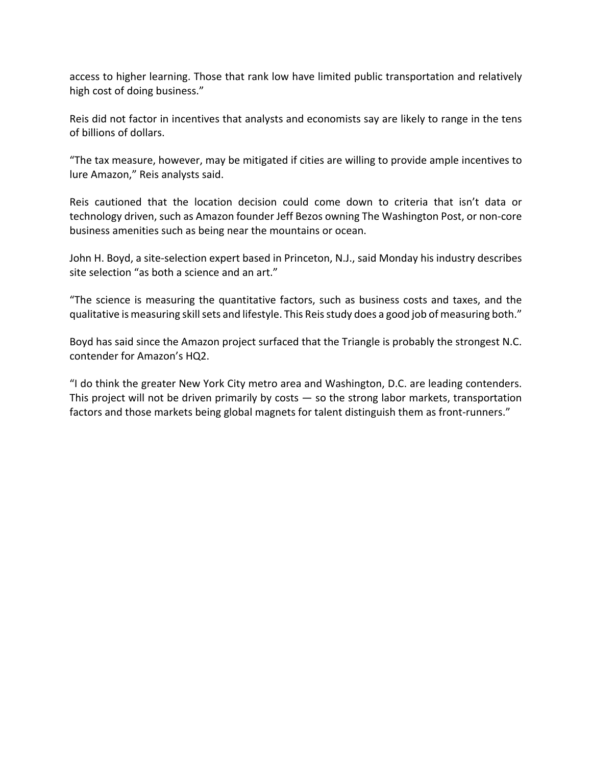access to higher learning. Those that rank low have limited public transportation and relatively high cost of doing business."

Reis did not factor in incentives that analysts and economists say are likely to range in the tens of billions of dollars.

"The tax measure, however, may be mitigated if cities are willing to provide ample incentives to lure Amazon," Reis analysts said.

Reis cautioned that the location decision could come down to criteria that isn't data or technology driven, such as Amazon founder Jeff Bezos owning The Washington Post, or non-core business amenities such as being near the mountains or ocean.

John H. Boyd, a site-selection expert based in Princeton, N.J., said Monday his industry describes site selection "as both a science and an art."

"The science is measuring the quantitative factors, such as business costs and taxes, and the qualitative is measuring skill sets and lifestyle. This Reis study does a good job of measuring both."

Boyd has said since the Amazon project surfaced that the Triangle is probably the strongest N.C. contender for Amazon's HQ2.

"I do think the greater New York City metro area and Washington, D.C. are leading contenders. This project will not be driven primarily by costs — so the strong labor markets, transportation factors and those markets being global magnets for talent distinguish them as front-runners."